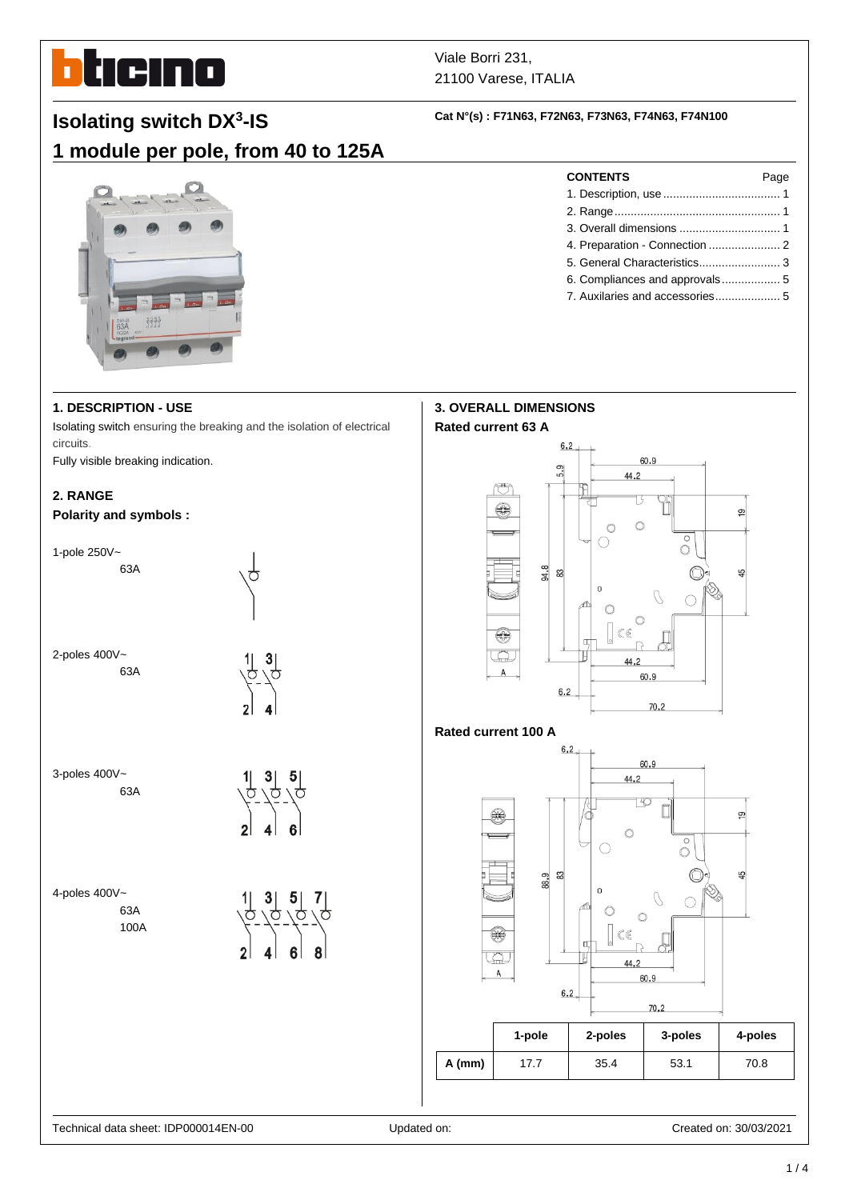Viale Borri 231,
21100 Varese, ITALIA

# Isolating switch DX$^3$-IS

# 1 module per pole, from 40 to 125A

**Cat N°(s) : F71N63, F72N63, F73N63, F74N63, F74N100**

| CONTENTS | Page |
|---|---|
| 1. Description, use | 1 |
| 2. Range | 1 |
| 3. Overall dimensions | 1 |
| 4. Preparation - Connection | 2 |
| 5. General Characteristics | 3 |
| 6. Compliances and approvals | 5 |
| 7. Auxilaries and accessories | 5 |

## 1. DESCRIPTION - USE

Isolating switch ensuring the breaking and the isolation of electrical circuits.

Fully visible breaking indication.

## 2. RANGE

**Polarity and symbols :**

1-pole 250V~
63A

2-poles 400V~
63A

3-poles 400V~
63A

4-poles 400V~
63A
100A

## 3. OVERALL DIMENSIONS

**Rated current 63 A**

**Rated current 100 A**

| | 1-pole | 2-poles | 3-poles | 4-poles |
|---|---|---|---|---|
| A (mm) | 17.7 | 35.4 | 53.1 | 70.8 |

Technical data sheet: IDP000014EN-00 Updated on: Created on: 30/03/2021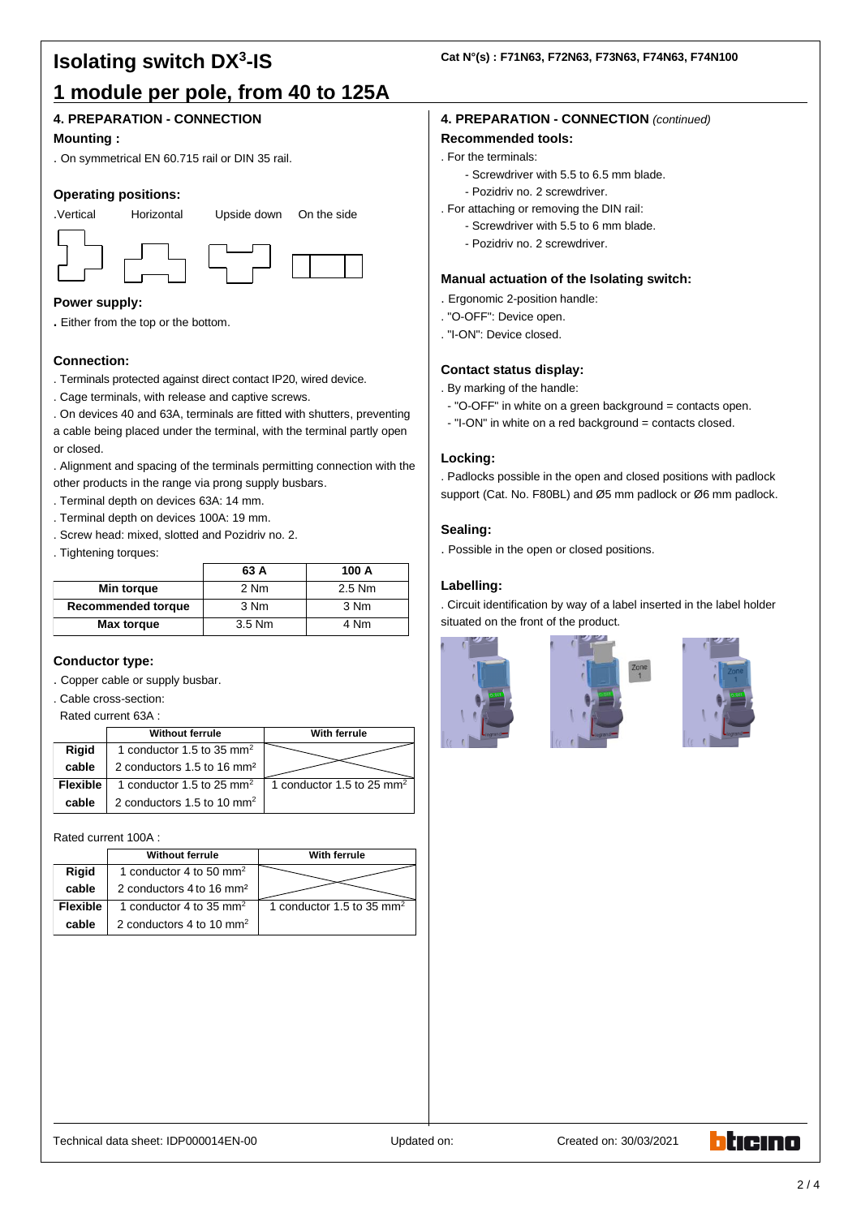# Isolating switch DX³-IS

Cat N°(s) : F71N63, F72N63, F73N63, F74N63, F74N100

## 1 module per pole, from 40 to 125A

### 4. PREPARATION - CONNECTION

**Mounting :**

. On symmetrical EN 60.715 rail or DIN 35 rail.

**Operating positions:**

.Vertical Horizontal Upside down On the side

**Power supply:**

. Either from the top or the bottom.

**Connection:**

. Terminals protected against direct contact IP20, wired device.

. Cage terminals, with release and captive screws.

. On devices 40 and 63A, terminals are fitted with shutters, preventing a cable being placed under the terminal, with the terminal partly open or closed.

. Alignment and spacing of the terminals permitting connection with the other products in the range via prong supply busbars.

. Terminal depth on devices 63A: 14 mm.

. Terminal depth on devices 100A: 19 mm.

. Screw head: mixed, slotted and Pozidriv no. 2.

. Tightening torques:

| | 63 A | 100 A |
|---|---|---|
| **Min torque** | 2 Nm | 2.5 Nm |
| **Recommended torque** | 3 Nm | 3 Nm |
| **Max torque** | 3.5 Nm | 4 Nm |

**Conductor type:**

. Copper cable or supply busbar.

. Cable cross-section:

Rated current 63A :

| | Without ferrule | With ferrule |
|---|---|---|
| **Rigid cable** | 1 conductor 1.5 to 35 mm² <br> 2 conductors 1.5 to 16 mm² | |
| **Flexible cable** | 1 conductor 1.5 to 25 mm² <br> 2 conductors 1.5 to 10 mm² | 1 conductor 1.5 to 25 mm² |

Rated current 100A :

| | Without ferrule | With ferrule |
|---|---|---|
| **Rigid cable** | 1 conductor 4 to 50 mm² <br> 2 conductors 4 to 16 mm² | |
| **Flexible cable** | 1 conductor 4 to 35 mm² <br> 2 conductors 4 to 10 mm² | 1 conductor 1.5 to 35 mm² |

### 4. PREPARATION - CONNECTION *(continued)*

**Recommended tools:**

. For the terminals:

- Screwdriver with 5.5 to 6.5 mm blade.
- Pozidriv no. 2 screwdriver.

. For attaching or removing the DIN rail:

- Screwdriver with 5.5 to 6 mm blade.
- Pozidriv no. 2 screwdriver.

**Manual actuation of the Isolating switch:**

. Ergonomic 2-position handle:

. "O-OFF": Device open.

. "I-ON": Device closed.

**Contact status display:**

. By marking of the handle:

- "O-OFF" in white on a green background = contacts open.
- "I-ON" in white on a red background = contacts closed.

**Locking:**

. Padlocks possible in the open and closed positions with padlock support (Cat. No. F80BL) and Ø5 mm padlock or Ø6 mm padlock.

**Sealing:**

. Possible in the open or closed positions.

**Labelling:**

. Circuit identification by way of a label inserted in the label holder situated on the front of the product.

Technical data sheet: IDP000014EN-00 Updated on: Created on: 30/03/2021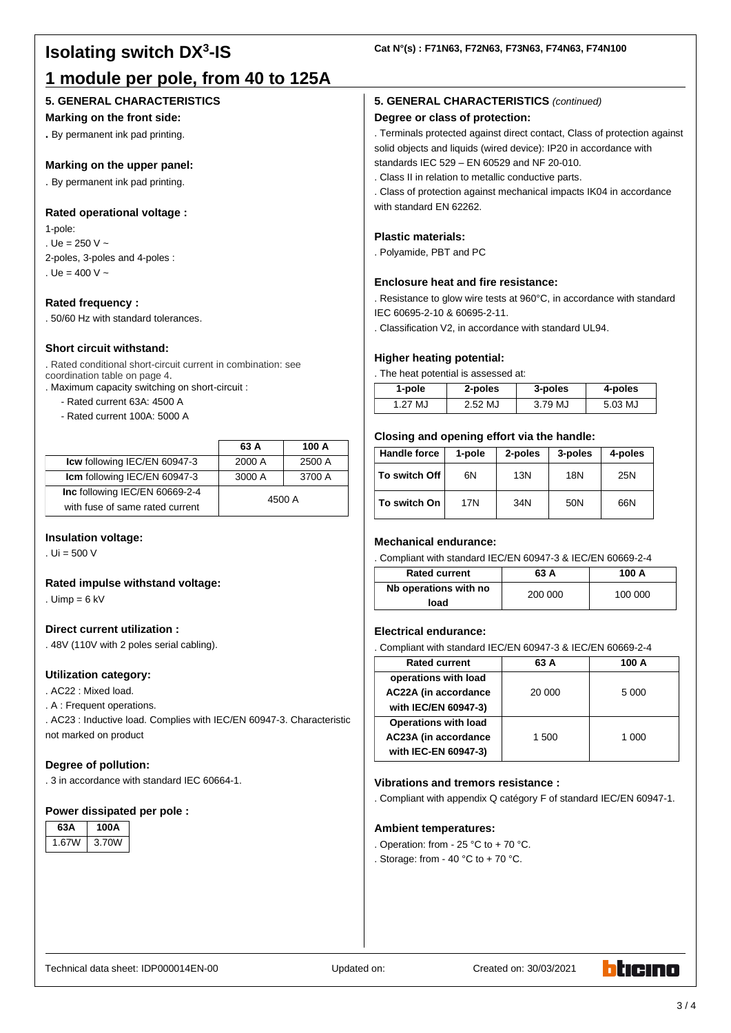# Isolating switch DX³-IS

**Cat N°(s) : F71N63, F72N63, F73N63, F74N63, F74N100**

## 1 module per pole, from 40 to 125A

### 5. GENERAL CHARACTERISTICS

**Marking on the front side:**

. By permanent ink pad printing.

**Marking on the upper panel:**

. By permanent ink pad printing.

**Rated operational voltage :**

1-pole:

. Ue = 250 V ~

2-poles, 3-poles and 4-poles :

. Ue = 400 V ~

**Rated frequency :**

. 50/60 Hz with standard tolerances.

**Short circuit withstand:**

. Rated conditional short-circuit current in combination: see coordination table on page 4.

. Maximum capacity switching on short-circuit :

- Rated current 63A: 4500 A
- Rated current 100A: 5000 A

| | 63 A | 100 A |
|---|---|---|
| **Icw** following IEC/EN 60947-3 | 2000 A | 2500 A |
| **Icm** following IEC/EN 60947-3 | 3000 A | 3700 A |
| **Inc** following IEC/EN 60669-2-4 with fuse of same rated current | 4500 A | |

**Insulation voltage:**

. Ui = 500 V

**Rated impulse withstand voltage:**

. Uimp = 6 kV

**Direct current utilization :**

. 48V (110V with 2 poles serial cabling).

**Utilization category:**

. AC22 : Mixed load.

. A : Frequent operations.

. AC23 : Inductive load. Complies with IEC/EN 60947-3. Characteristic not marked on product

**Degree of pollution:**

. 3 in accordance with standard IEC 60664-1.

**Power dissipated per pole :**

| 63A | 100A |
|---|---|
| 1.67W | 3.70W |

### 5. GENERAL CHARACTERISTICS *(continued)*

**Degree or class of protection:**

. Terminals protected against direct contact, Class of protection against solid objects and liquids (wired device): IP20 in accordance with standards IEC 529 – EN 60529 and NF 20-010.

. Class II in relation to metallic conductive parts.

. Class of protection against mechanical impacts IK04 in accordance with standard EN 62262.

**Plastic materials:**

. Polyamide, PBT and PC

**Enclosure heat and fire resistance:**

. Resistance to glow wire tests at 960°C, in accordance with standard IEC 60695-2-10 & 60695-2-11.

. Classification V2, in accordance with standard UL94.

**Higher heating potential:**

. The heat potential is assessed at:

| 1-pole | 2-poles | 3-poles | 4-poles |
|---|---|---|---|
| 1.27 MJ | 2.52 MJ | 3.79 MJ | 5.03 MJ |

**Closing and opening effort via the handle:**

| Handle force | 1-pole | 2-poles | 3-poles | 4-poles |
|---|---|---|---|---|
| To switch Off | 6N | 13N | 18N | 25N |
| To switch On | 17N | 34N | 50N | 66N |

**Mechanical endurance:**

. Compliant with standard IEC/EN 60947-3 & IEC/EN 60669-2-4

| Rated current | 63 A | 100 A |
|---|---|---|
| Nb operations with no load | 200 000 | 100 000 |

**Electrical endurance:**

. Compliant with standard IEC/EN 60947-3 & IEC/EN 60669-2-4

| Rated current | 63 A | 100 A |
|---|---|---|
| operations with load AC22A (in accordance with IEC/EN 60947-3) | 20 000 | 5 000 |
| Operations with load AC23A (in accordance with IEC-EN 60947-3) | 1 500 | 1 000 |

**Vibrations and tremors resistance :**

. Compliant with appendix Q catégory F of standard IEC/EN 60947-1.

**Ambient temperatures:**

. Operation: from - 25 °C to + 70 °C.

. Storage: from - 40 °C to + 70 °C.

Technical data sheet: IDP000014EN-00 Updated on: Created on: 30/03/2021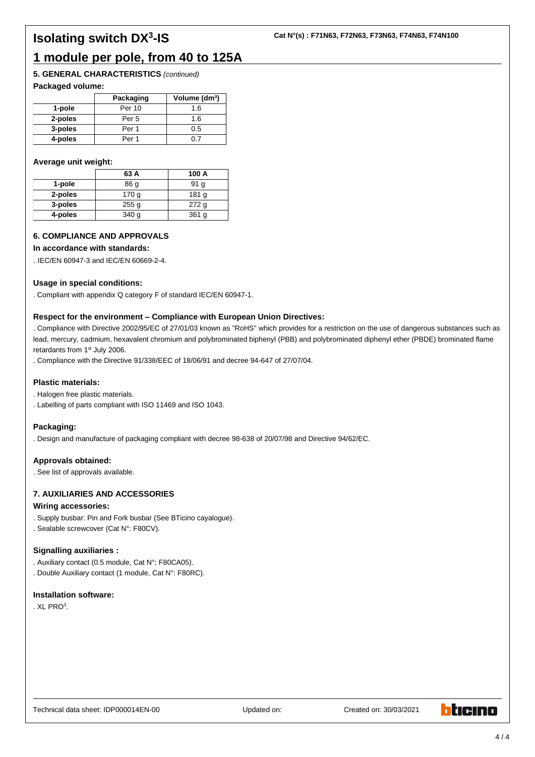# Isolating switch DX³-IS

**Cat N°(s) : F71N63, F72N63, F73N63, F74N63, F74N100**

## 1 module per pole, from 40 to 125A

### 5. GENERAL CHARACTERISTICS *(continued)*

**Packaged volume:**

| | Packaging | Volume (dm³) |
|---|---|---|
| **1-pole** | Per 10 | 1.6 |
| **2-poles** | Per 5 | 1.6 |
| **3-poles** | Per 1 | 0.5 |
| **4-poles** | Per 1 | 0.7 |

**Average unit weight:**

| | 63 A | 100 A |
|---|---|---|
| **1-pole** | 86 g | 91 g |
| **2-poles** | 170 g | 181 g |
| **3-poles** | 255 g | 272 g |
| **4-poles** | 340 g | 361 g |

### 6. COMPLIANCE AND APPROVALS

**In accordance with standards:**

. IEC/EN 60947-3 and IEC/EN 60669-2-4.

**Usage in special conditions:**

. Compliant with appendix Q category F of standard IEC/EN 60947-1.

**Respect for the environment – Compliance with European Union Directives:**

. Compliance with Directive 2002/95/EC of 27/01/03 known as "RoHS" which provides for a restriction on the use of dangerous substances such as lead, mercury, cadmium, hexavalent chromium and polybrominated biphenyl (PBB) and polybrominated diphenyl ether (PBDE) brominated flame retardants from 1st July 2006.

. Compliance with the Directive 91/338/EEC of 18/06/91 and decree 94-647 of 27/07/04.

**Plastic materials:**

. Halogen free plastic materials.

. Labelling of parts compliant with ISO 11469 and ISO 1043.

**Packaging:**

. Design and manufacture of packaging compliant with decree 98-638 of 20/07/98 and Directive 94/62/EC.

**Approvals obtained:**

. See list of approvals available.

### 7. AUXILIARIES AND ACCESSORIES

**Wiring accessories:**

. Supply busbar: Pin and Fork busbar (See BTicino cayalogue).

. Sealable screwcover (Cat N°: F80CV).

**Signalling auxiliaries :**

. Auxiliary contact (0.5 module, Cat N°: F80CA05).

. Double Auxiliary contact (1 module, Cat N°: F80RC).

**Installation software:**

. XL PRO³.

Technical data sheet: IDP000014EN-00 | Updated on: | Created on: 30/03/2021